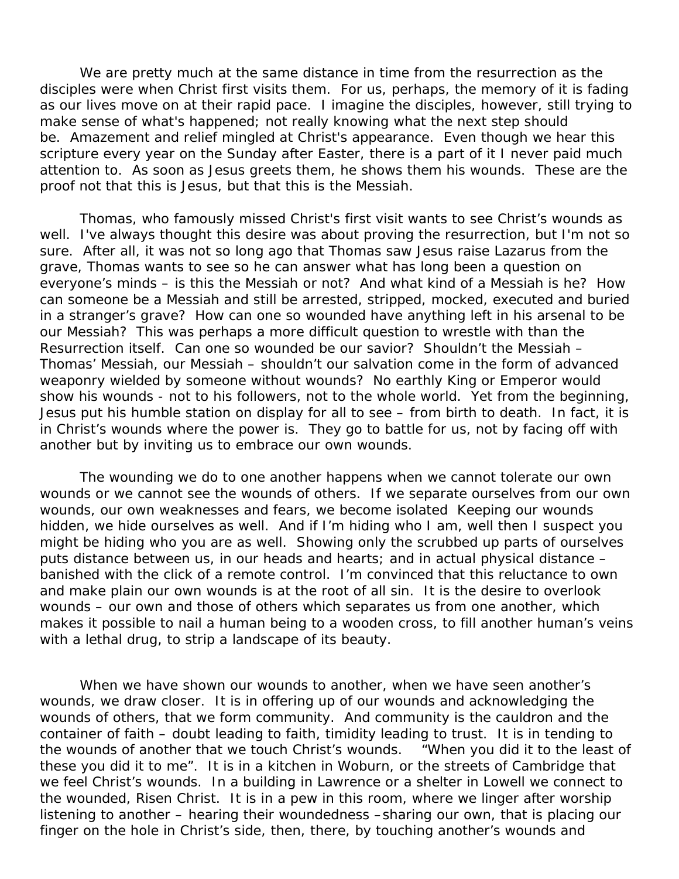We are pretty much at the same distance in time from the resurrection as the disciples were when Christ first visits them. For us, perhaps, the memory of it is fading as our lives move on at their rapid pace. I imagine the disciples, however, still trying to make sense of what's happened; not really knowing what the next step should be. Amazement and relief mingled at Christ's appearance. Even though we hear this scripture every year on the Sunday after Easter, there is a part of it I never paid much attention to. As soon as Jesus greets them, he shows them his wounds. These are the proof not that this is Jesus, but that this is the Messiah.

Thomas, who famously missed Christ's first visit wants to see Christ's wounds as well. I've always thought this desire was about proving the resurrection, but I'm not so sure. After all, it was not so long ago that Thomas saw Jesus raise Lazarus from the grave, Thomas wants to see so he can answer what has long been a question on everyone's minds – is this the Messiah or not? And what kind of a Messiah is he? How can someone be a Messiah and still be arrested, stripped, mocked, executed and buried in a stranger's grave? How can one so wounded have anything left in his arsenal to be our Messiah? This was perhaps a more difficult question to wrestle with than the Resurrection itself. Can one so wounded be our savior? Shouldn't the Messiah – Thomas' Messiah, our Messiah – shouldn't our salvation come in the form of advanced weaponry wielded by someone without wounds? No earthly King or Emperor would show his wounds - not to his followers, not to the whole world. Yet from the beginning, Jesus put his humble station on display for all to see – from birth to death. In fact, it is in Christ's wounds where the power is. They go to battle for us, not by facing off with another but by inviting us to embrace our own wounds.

The wounding we do to one another happens when we cannot tolerate our own wounds or we cannot see the wounds of others. If we separate ourselves from our own wounds, our own weaknesses and fears, we become isolated Keeping our wounds hidden, we hide ourselves as well. And if I'm hiding who I am, well then I suspect you might be hiding who you are as well. Showing only the scrubbed up parts of ourselves puts distance between us, in our heads and hearts; and in actual physical distance – banished with the click of a remote control. I'm convinced that this reluctance to own and make plain our own wounds is at the root of all sin. It is the desire to overlook wounds – our own and those of others which separates us from one another, which makes it possible to nail a human being to a wooden cross, to fill another human's veins with a lethal drug, to strip a landscape of its beauty.

When we have shown our wounds to another, when we have seen another's wounds, we draw closer. It is in offering up of our wounds and acknowledging the wounds of others, that we form community. And community is the cauldron and the container of faith – doubt leading to faith, timidity leading to trust. It is in tending to the wounds of another that we touch Christ's wounds. "When you did it to the least of these you did it to me". It is in a kitchen in Woburn, or the streets of Cambridge that we feel Christ's wounds. In a building in Lawrence or a shelter in Lowell we connect to the wounded, Risen Christ. It is in a pew in this room, where we linger after worship listening to another – hearing their woundedness –sharing our own, that is placing our finger on the hole in Christ's side, then, there, by touching another's wounds and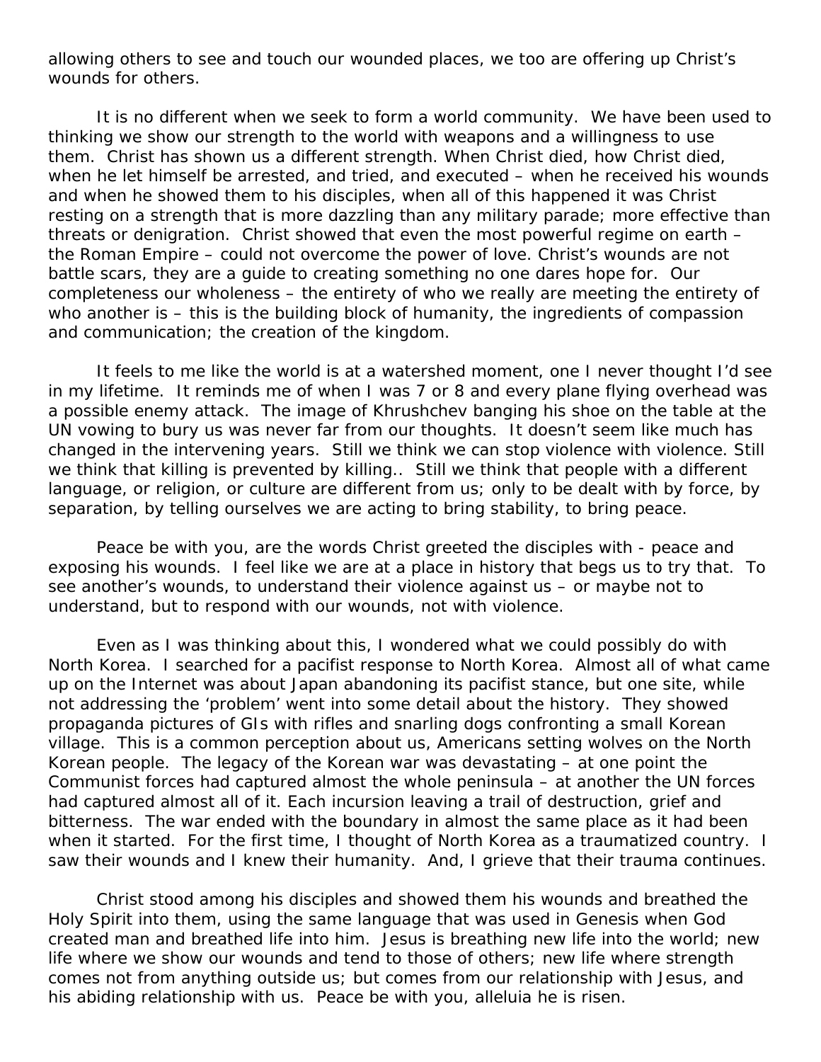allowing others to see and touch our wounded places, we too are offering up Christ's wounds for others.

It is no different when we seek to form a world community. We have been used to thinking we show our strength to the world with weapons and a willingness to use them. Christ has shown us a different strength. When Christ died, how Christ died, when he let himself be arrested, and tried, and executed – when he received his wounds and when he showed them to his disciples, when all of this happened it was Christ resting on a strength that is more dazzling than any military parade; more effective than threats or denigration. Christ showed that even the most powerful regime on earth – the Roman Empire – could not overcome the power of love. Christ's wounds are not battle scars, they are a guide to creating something no one dares hope for. Our completeness our wholeness – the entirety of who we really are meeting the entirety of who another is – this is the building block of humanity, the ingredients of compassion and communication; the creation of the kingdom.

It feels to me like the world is at a watershed moment, one I never thought I'd see in my lifetime. It reminds me of when I was 7 or 8 and every plane flying overhead was a possible enemy attack. The image of Khrushchev banging his shoe on the table at the UN vowing to bury us was never far from our thoughts. It doesn't seem like much has changed in the intervening years. Still we think we can stop violence with violence. Still we think that killing is prevented by killing.. Still we think that people with a different language, or religion, or culture are different from us; only to be dealt with by force, by separation, by telling ourselves we are acting to bring stability, to bring peace.

Peace be with you, are the words Christ greeted the disciples with - peace and exposing his wounds. I feel like we are at a place in history that begs us to try that. To see another's wounds, to understand their violence against us – or maybe not to understand, but to respond with our wounds, not with violence.

Even as I was thinking about this, I wondered what we could possibly do with North Korea. I searched for a pacifist response to North Korea. Almost all of what came up on the Internet was about Japan abandoning its pacifist stance, but one site, while not addressing the 'problem' went into some detail about the history. They showed propaganda pictures of GIs with rifles and snarling dogs confronting a small Korean village. This is a common perception about us, Americans setting wolves on the North Korean people. The legacy of the Korean war was devastating – at one point the Communist forces had captured almost the whole peninsula – at another the UN forces had captured almost all of it. Each incursion leaving a trail of destruction, grief and bitterness. The war ended with the boundary in almost the same place as it had been when it started. For the first time, I thought of North Korea as a traumatized country. I saw their wounds and I knew their humanity. And, I grieve that their trauma continues.

Christ stood among his disciples and showed them his wounds and breathed the Holy Spirit into them, using the same language that was used in Genesis when God created man and breathed life into him. Jesus is breathing new life into the world; new life where we show our wounds and tend to those of others; new life where strength comes not from anything outside us; but comes from our relationship with Jesus, and his abiding relationship with us. Peace be with you, alleluia he is risen.